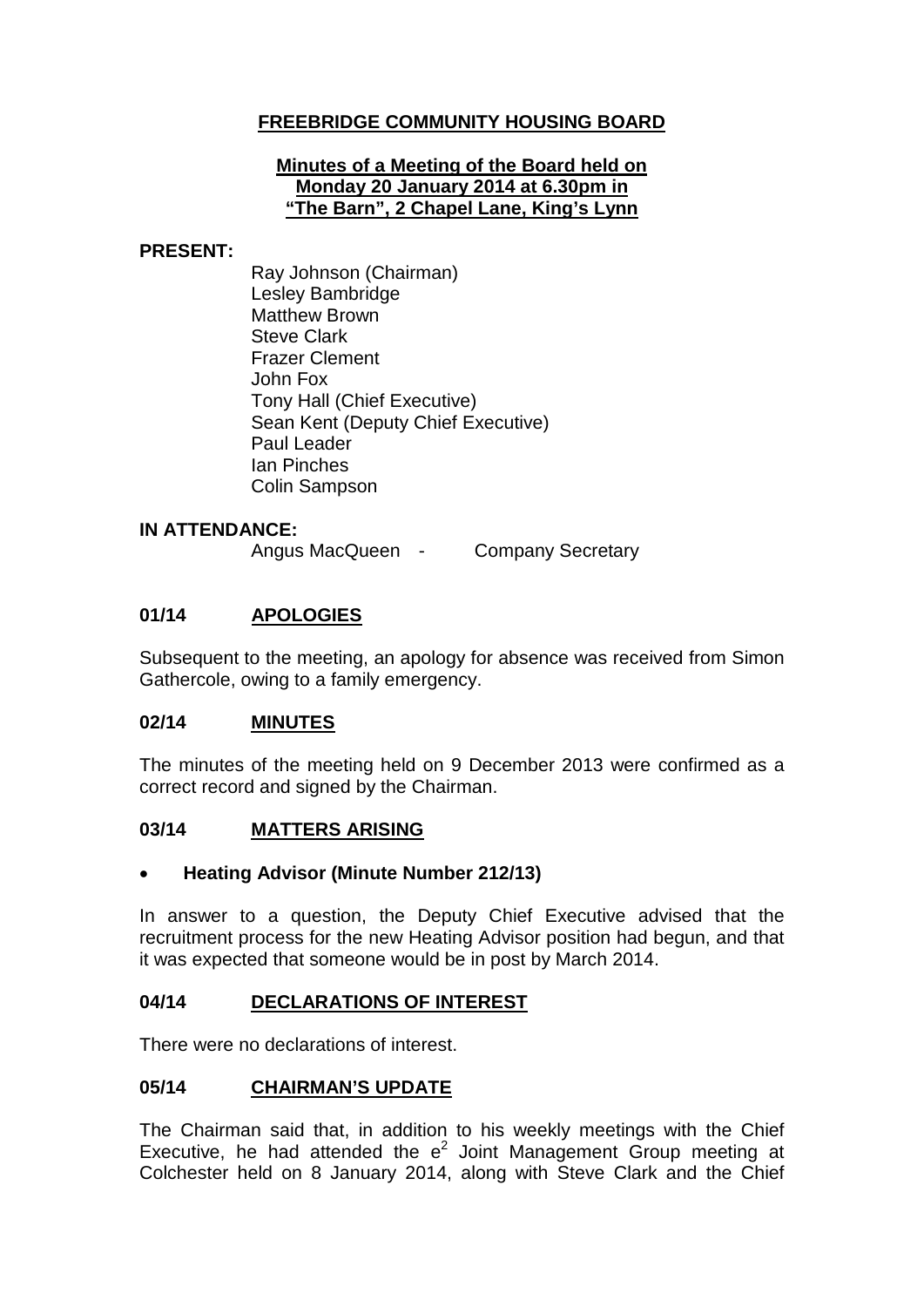# FREEBRIDGE COMMUNITY HOUSING BOARD

**Minutes of a Meeting of the Board held on Monday 20 January 2014 at 6.30pm in "The Barn", 2 Chapel Lane, King's Lynn**

**PRESENT:**

Ray Johnson (Chairman)
Lesley Bambridge
Matthew Brown
Steve Clark
Frazer Clement
John Fox
Tony Hall (Chief Executive)
Sean Kent (Deputy Chief Executive)
Paul Leader
Ian Pinches
Colin Sampson

**IN ATTENDANCE:**

Angus MacQueen - Company Secretary

## 01/14 APOLOGIES

Subsequent to the meeting, an apology for absence was received from Simon Gathercole, owing to a family emergency.

## 02/14 MINUTES

The minutes of the meeting held on 9 December 2013 were confirmed as a correct record and signed by the Chairman.

## 03/14 MATTERS ARISING

- **Heating Advisor (Minute Number 212/13)**

In answer to a question, the Deputy Chief Executive advised that the recruitment process for the new Heating Advisor position had begun, and that it was expected that someone would be in post by March 2014.

## 04/14 DECLARATIONS OF INTEREST

There were no declarations of interest.

## 05/14 CHAIRMAN'S UPDATE

The Chairman said that, in addition to his weekly meetings with the Chief Executive, he had attended the $e^2$ Joint Management Group meeting at Colchester held on 8 January 2014, along with Steve Clark and the Chief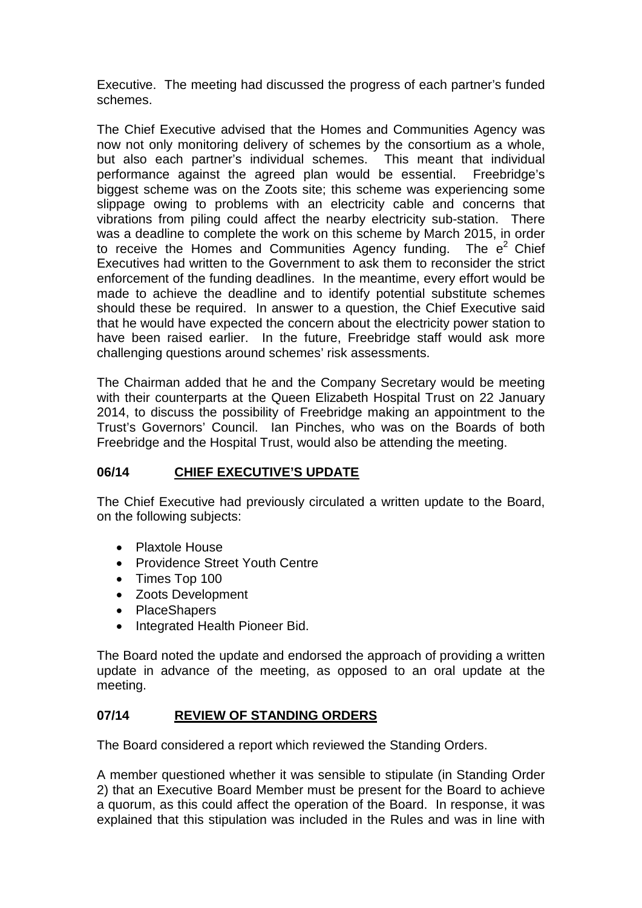Executive. The meeting had discussed the progress of each partner's funded schemes.

The Chief Executive advised that the Homes and Communities Agency was now not only monitoring delivery of schemes by the consortium as a whole, but also each partner's individual schemes. This meant that individual performance against the agreed plan would be essential. Freebridge's biggest scheme was on the Zoots site; this scheme was experiencing some slippage owing to problems with an electricity cable and concerns that vibrations from piling could affect the nearby electricity sub-station. There was a deadline to complete the work on this scheme by March 2015, in order to receive the Homes and Communities Agency funding. The $e^2$ Chief Executives had written to the Government to ask them to reconsider the strict enforcement of the funding deadlines. In the meantime, every effort would be made to achieve the deadline and to identify potential substitute schemes should these be required. In answer to a question, the Chief Executive said that he would have expected the concern about the electricity power station to have been raised earlier. In the future, Freebridge staff would ask more challenging questions around schemes' risk assessments.

The Chairman added that he and the Company Secretary would be meeting with their counterparts at the Queen Elizabeth Hospital Trust on 22 January 2014, to discuss the possibility of Freebridge making an appointment to the Trust's Governors' Council. Ian Pinches, who was on the Boards of both Freebridge and the Hospital Trust, would also be attending the meeting.

## 06/14 CHIEF EXECUTIVE'S UPDATE

The Chief Executive had previously circulated a written update to the Board, on the following subjects:

- Plaxtole House
- Providence Street Youth Centre
- Times Top 100
- Zoots Development
- PlaceShapers
- Integrated Health Pioneer Bid.

The Board noted the update and endorsed the approach of providing a written update in advance of the meeting, as opposed to an oral update at the meeting.

## 07/14 REVIEW OF STANDING ORDERS

The Board considered a report which reviewed the Standing Orders.

A member questioned whether it was sensible to stipulate (in Standing Order 2) that an Executive Board Member must be present for the Board to achieve a quorum, as this could affect the operation of the Board. In response, it was explained that this stipulation was included in the Rules and was in line with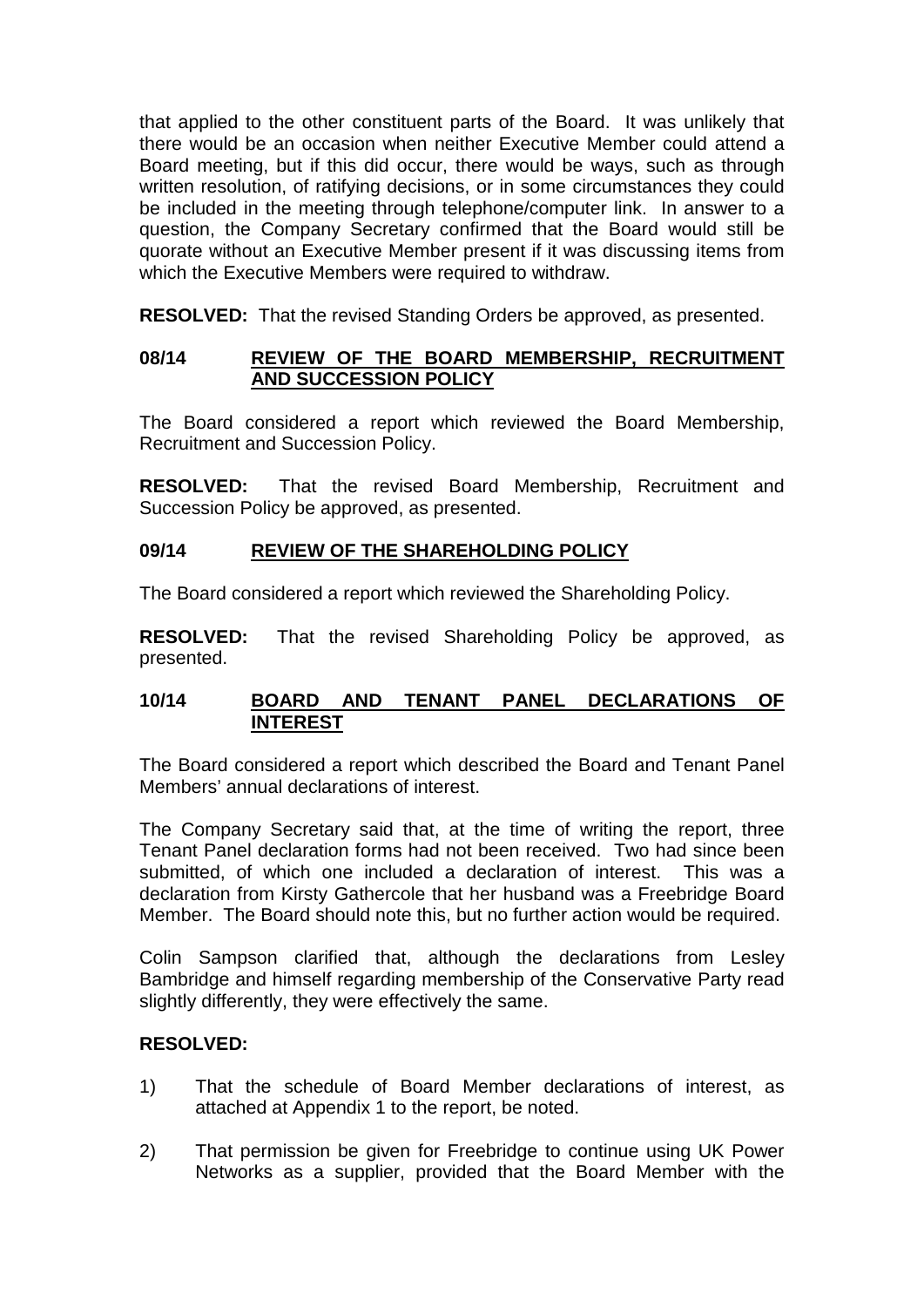that applied to the other constituent parts of the Board. It was unlikely that there would be an occasion when neither Executive Member could attend a Board meeting, but if this did occur, there would be ways, such as through written resolution, of ratifying decisions, or in some circumstances they could be included in the meeting through telephone/computer link. In answer to a question, the Company Secretary confirmed that the Board would still be quorate without an Executive Member present if it was discussing items from which the Executive Members were required to withdraw.

**RESOLVED:** That the revised Standing Orders be approved, as presented.

## 08/14 REVIEW OF THE BOARD MEMBERSHIP, RECRUITMENT AND SUCCESSION POLICY

The Board considered a report which reviewed the Board Membership, Recruitment and Succession Policy.

**RESOLVED:** That the revised Board Membership, Recruitment and Succession Policy be approved, as presented.

## 09/14 REVIEW OF THE SHAREHOLDING POLICY

The Board considered a report which reviewed the Shareholding Policy.

**RESOLVED:** That the revised Shareholding Policy be approved, as presented.

## 10/14 BOARD AND TENANT PANEL DECLARATIONS OF INTEREST

The Board considered a report which described the Board and Tenant Panel Members' annual declarations of interest.

The Company Secretary said that, at the time of writing the report, three Tenant Panel declaration forms had not been received. Two had since been submitted, of which one included a declaration of interest. This was a declaration from Kirsty Gathercole that her husband was a Freebridge Board Member. The Board should note this, but no further action would be required.

Colin Sampson clarified that, although the declarations from Lesley Bambridge and himself regarding membership of the Conservative Party read slightly differently, they were effectively the same.

**RESOLVED:**

1) That the schedule of Board Member declarations of interest, as attached at Appendix 1 to the report, be noted.

2) That permission be given for Freebridge to continue using UK Power Networks as a supplier, provided that the Board Member with the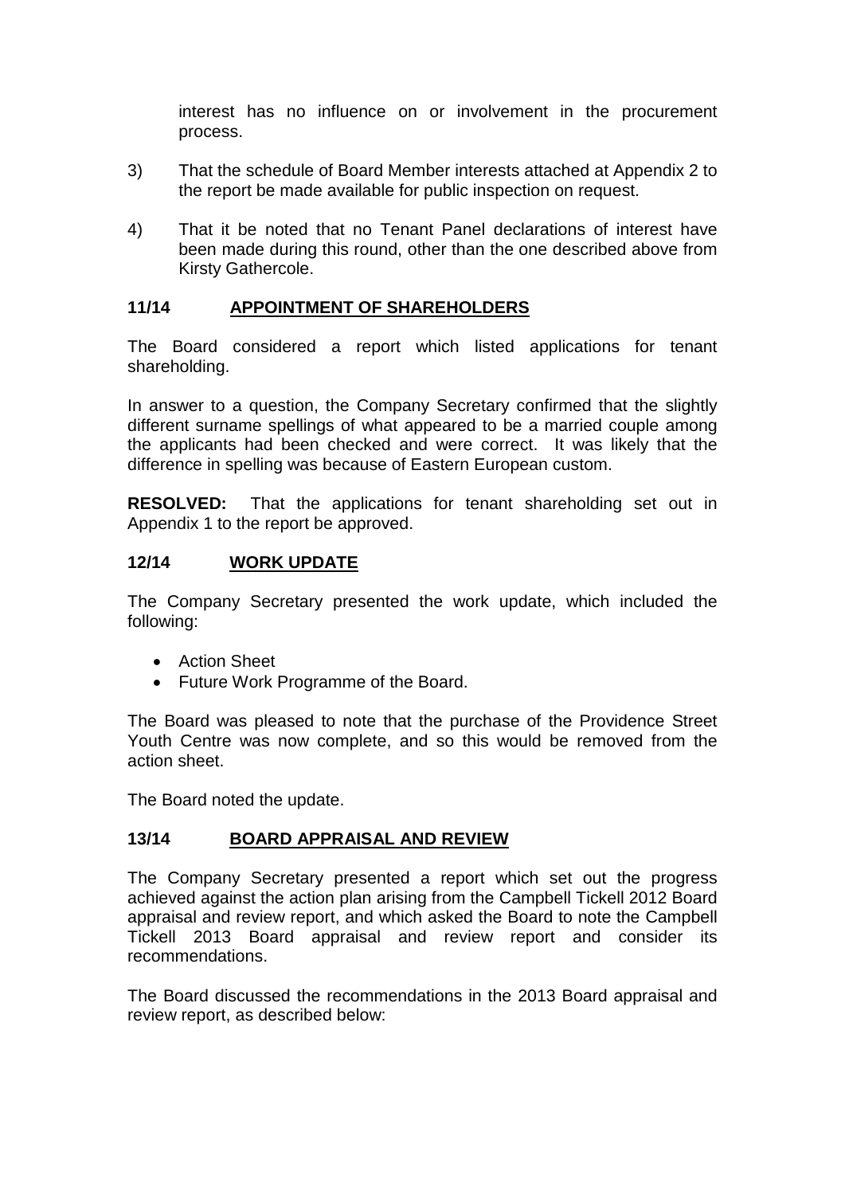interest has no influence on or involvement in the procurement process.

3) That the schedule of Board Member interests attached at Appendix 2 to the report be made available for public inspection on request.

4) That it be noted that no Tenant Panel declarations of interest have been made during this round, other than the one described above from Kirsty Gathercole.

## 11/14 APPOINTMENT OF SHAREHOLDERS

The Board considered a report which listed applications for tenant shareholding.

In answer to a question, the Company Secretary confirmed that the slightly different surname spellings of what appeared to be a married couple among the applicants had been checked and were correct. It was likely that the difference in spelling was because of Eastern European custom.

**RESOLVED:** That the applications for tenant shareholding set out in Appendix 1 to the report be approved.

## 12/14 WORK UPDATE

The Company Secretary presented the work update, which included the following:

- Action Sheet
- Future Work Programme of the Board.

The Board was pleased to note that the purchase of the Providence Street Youth Centre was now complete, and so this would be removed from the action sheet.

The Board noted the update.

## 13/14 BOARD APPRAISAL AND REVIEW

The Company Secretary presented a report which set out the progress achieved against the action plan arising from the Campbell Tickell 2012 Board appraisal and review report, and which asked the Board to note the Campbell Tickell 2013 Board appraisal and review report and consider its recommendations.

The Board discussed the recommendations in the 2013 Board appraisal and review report, as described below: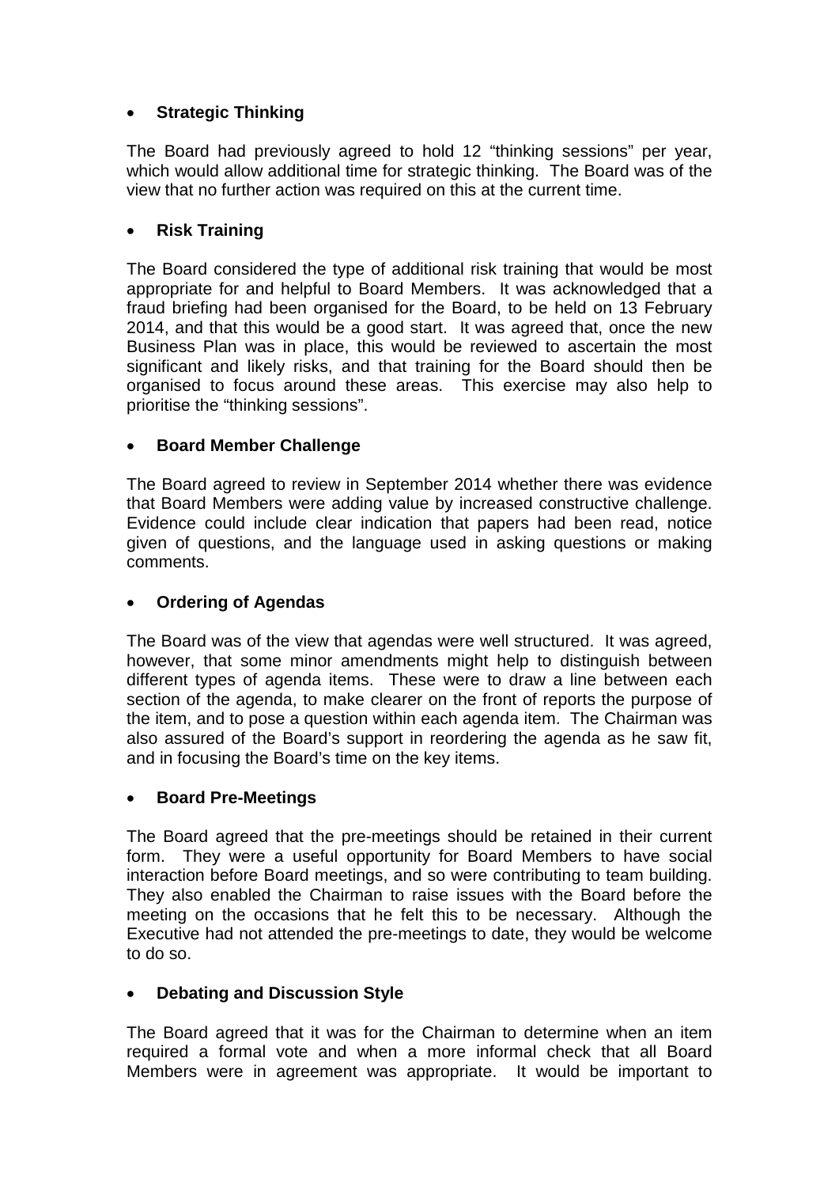- **Strategic Thinking**

The Board had previously agreed to hold 12 "thinking sessions" per year, which would allow additional time for strategic thinking. The Board was of the view that no further action was required on this at the current time.

- **Risk Training**

The Board considered the type of additional risk training that would be most appropriate for and helpful to Board Members. It was acknowledged that a fraud briefing had been organised for the Board, to be held on 13 February 2014, and that this would be a good start. It was agreed that, once the new Business Plan was in place, this would be reviewed to ascertain the most significant and likely risks, and that training for the Board should then be organised to focus around these areas. This exercise may also help to prioritise the "thinking sessions".

- **Board Member Challenge**

The Board agreed to review in September 2014 whether there was evidence that Board Members were adding value by increased constructive challenge. Evidence could include clear indication that papers had been read, notice given of questions, and the language used in asking questions or making comments.

- **Ordering of Agendas**

The Board was of the view that agendas were well structured. It was agreed, however, that some minor amendments might help to distinguish between different types of agenda items. These were to draw a line between each section of the agenda, to make clearer on the front of reports the purpose of the item, and to pose a question within each agenda item. The Chairman was also assured of the Board's support in reordering the agenda as he saw fit, and in focusing the Board's time on the key items.

- **Board Pre-Meetings**

The Board agreed that the pre-meetings should be retained in their current form. They were a useful opportunity for Board Members to have social interaction before Board meetings, and so were contributing to team building. They also enabled the Chairman to raise issues with the Board before the meeting on the occasions that he felt this to be necessary. Although the Executive had not attended the pre-meetings to date, they would be welcome to do so.

- **Debating and Discussion Style**

The Board agreed that it was for the Chairman to determine when an item required a formal vote and when a more informal check that all Board Members were in agreement was appropriate. It would be important to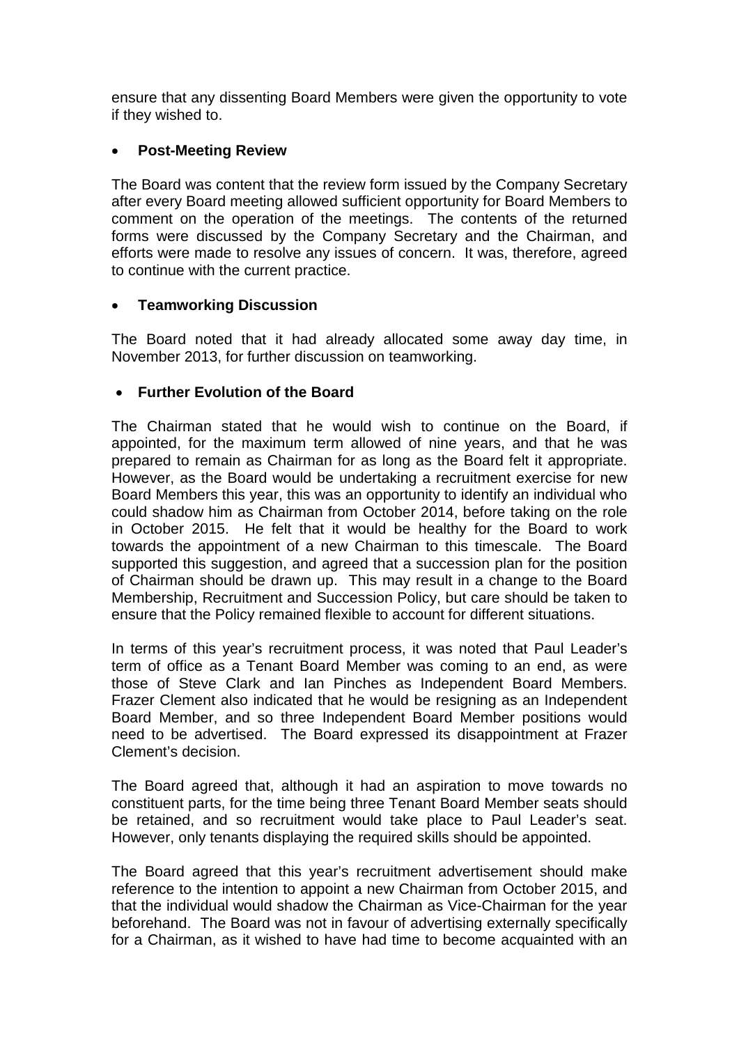ensure that any dissenting Board Members were given the opportunity to vote if they wished to.

- **Post-Meeting Review**

The Board was content that the review form issued by the Company Secretary after every Board meeting allowed sufficient opportunity for Board Members to comment on the operation of the meetings. The contents of the returned forms were discussed by the Company Secretary and the Chairman, and efforts were made to resolve any issues of concern. It was, therefore, agreed to continue with the current practice.

- **Teamworking Discussion**

The Board noted that it had already allocated some away day time, in November 2013, for further discussion on teamworking.

- **Further Evolution of the Board**

The Chairman stated that he would wish to continue on the Board, if appointed, for the maximum term allowed of nine years, and that he was prepared to remain as Chairman for as long as the Board felt it appropriate. However, as the Board would be undertaking a recruitment exercise for new Board Members this year, this was an opportunity to identify an individual who could shadow him as Chairman from October 2014, before taking on the role in October 2015. He felt that it would be healthy for the Board to work towards the appointment of a new Chairman to this timescale. The Board supported this suggestion, and agreed that a succession plan for the position of Chairman should be drawn up. This may result in a change to the Board Membership, Recruitment and Succession Policy, but care should be taken to ensure that the Policy remained flexible to account for different situations.

In terms of this year's recruitment process, it was noted that Paul Leader's term of office as a Tenant Board Member was coming to an end, as were those of Steve Clark and Ian Pinches as Independent Board Members. Frazer Clement also indicated that he would be resigning as an Independent Board Member, and so three Independent Board Member positions would need to be advertised. The Board expressed its disappointment at Frazer Clement's decision.

The Board agreed that, although it had an aspiration to move towards no constituent parts, for the time being three Tenant Board Member seats should be retained, and so recruitment would take place to Paul Leader's seat. However, only tenants displaying the required skills should be appointed.

The Board agreed that this year's recruitment advertisement should make reference to the intention to appoint a new Chairman from October 2015, and that the individual would shadow the Chairman as Vice-Chairman for the year beforehand. The Board was not in favour of advertising externally specifically for a Chairman, as it wished to have had time to become acquainted with an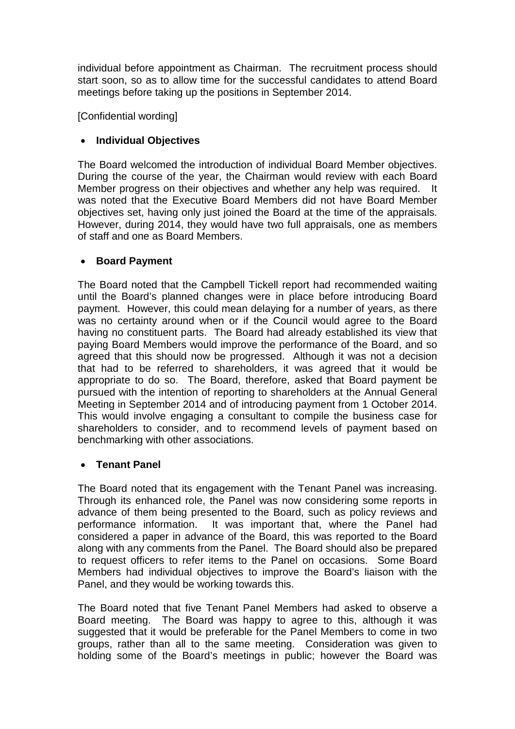individual before appointment as Chairman. The recruitment process should start soon, so as to allow time for the successful candidates to attend Board meetings before taking up the positions in September 2014.

[Confidential wording]

- **Individual Objectives**

The Board welcomed the introduction of individual Board Member objectives. During the course of the year, the Chairman would review with each Board Member progress on their objectives and whether any help was required. It was noted that the Executive Board Members did not have Board Member objectives set, having only just joined the Board at the time of the appraisals. However, during 2014, they would have two full appraisals, one as members of staff and one as Board Members.

- **Board Payment**

The Board noted that the Campbell Tickell report had recommended waiting until the Board's planned changes were in place before introducing Board payment. However, this could mean delaying for a number of years, as there was no certainty around when or if the Council would agree to the Board having no constituent parts. The Board had already established its view that paying Board Members would improve the performance of the Board, and so agreed that this should now be progressed. Although it was not a decision that had to be referred to shareholders, it was agreed that it would be appropriate to do so. The Board, therefore, asked that Board payment be pursued with the intention of reporting to shareholders at the Annual General Meeting in September 2014 and of introducing payment from 1 October 2014. This would involve engaging a consultant to compile the business case for shareholders to consider, and to recommend levels of payment based on benchmarking with other associations.

- **Tenant Panel**

The Board noted that its engagement with the Tenant Panel was increasing. Through its enhanced role, the Panel was now considering some reports in advance of them being presented to the Board, such as policy reviews and performance information. It was important that, where the Panel had considered a paper in advance of the Board, this was reported to the Board along with any comments from the Panel. The Board should also be prepared to request officers to refer items to the Panel on occasions. Some Board Members had individual objectives to improve the Board's liaison with the Panel, and they would be working towards this.

The Board noted that five Tenant Panel Members had asked to observe a Board meeting. The Board was happy to agree to this, although it was suggested that it would be preferable for the Panel Members to come in two groups, rather than all to the same meeting. Consideration was given to holding some of the Board's meetings in public; however the Board was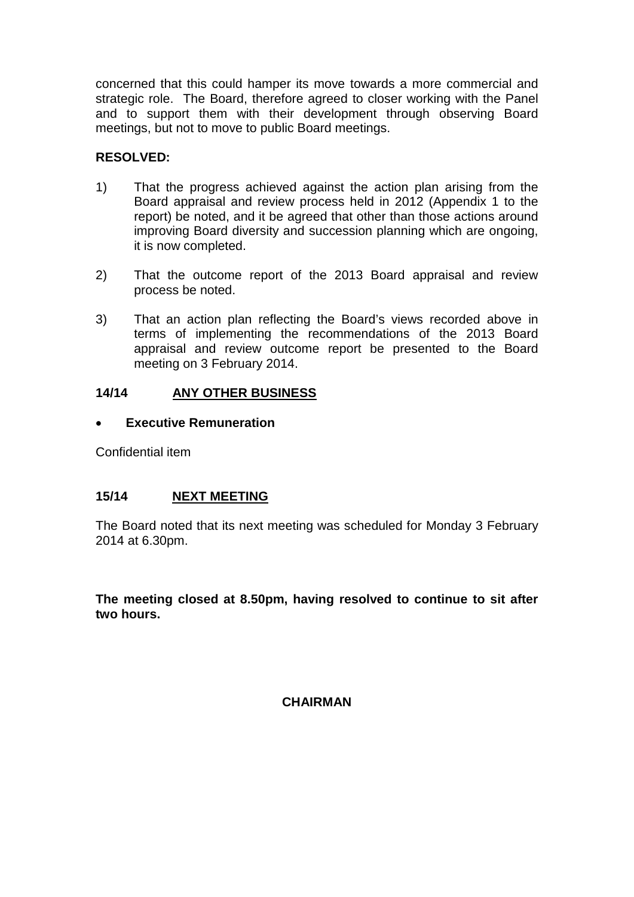concerned that this could hamper its move towards a more commercial and strategic role. The Board, therefore agreed to closer working with the Panel and to support them with their development through observing Board meetings, but not to move to public Board meetings.

**RESOLVED:**

1) That the progress achieved against the action plan arising from the Board appraisal and review process held in 2012 (Appendix 1 to the report) be noted, and it be agreed that other than those actions around improving Board diversity and succession planning which are ongoing, it is now completed.

2) That the outcome report of the 2013 Board appraisal and review process be noted.

3) That an action plan reflecting the Board's views recorded above in terms of implementing the recommendations of the 2013 Board appraisal and review outcome report be presented to the Board meeting on 3 February 2014.

## 14/14 ANY OTHER BUSINESS

- **Executive Remuneration**

Confidential item

## 15/14 NEXT MEETING

The Board noted that its next meeting was scheduled for Monday 3 February 2014 at 6.30pm.

**The meeting closed at 8.50pm, having resolved to continue to sit after two hours.**

**CHAIRMAN**